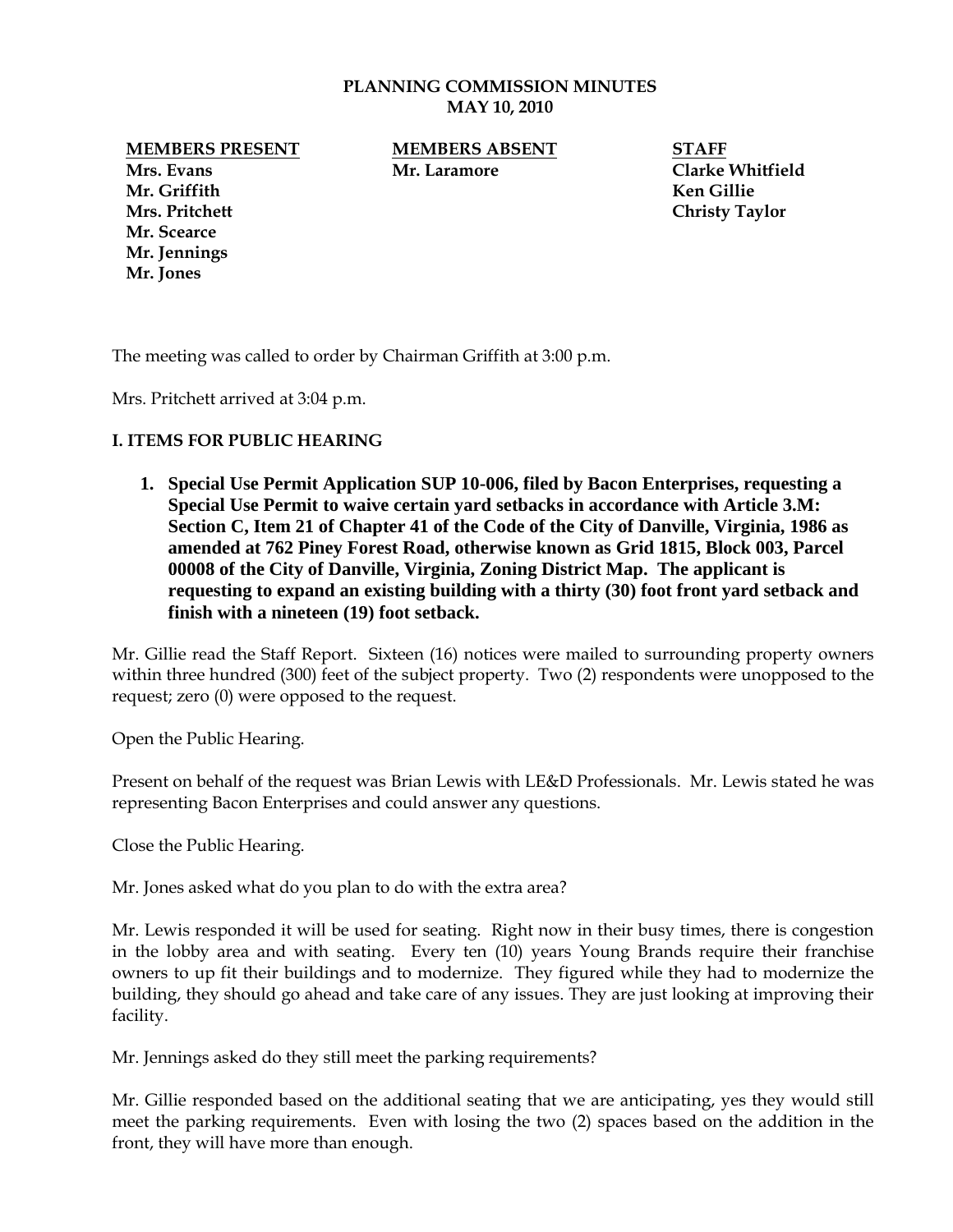# PLANNING COMMISSION MINUTES
## MAY 10, 2010

| MEMBERS PRESENT | MEMBERS ABSENT | STAFF |
|---|---|---|
| Mrs. Evans | Mr. Laramore | Clarke Whitfield |
| Mr. Griffith | | Ken Gillie |
| Mrs. Pritchett | | Christy Taylor |
| Mr. Scearce | | |
| Mr. Jennings | | |
| Mr. Jones | | |

The meeting was called to order by Chairman Griffith at 3:00 p.m.

Mrs. Pritchett arrived at 3:04 p.m.

## I. ITEMS FOR PUBLIC HEARING

1. **Special Use Permit Application SUP 10-006, filed by Bacon Enterprises, requesting a Special Use Permit to waive certain yard setbacks in accordance with Article 3.M: Section C, Item 21 of Chapter 41 of the Code of the City of Danville, Virginia, 1986 as amended at 762 Piney Forest Road, otherwise known as Grid 1815, Block 003, Parcel 00008 of the City of Danville, Virginia, Zoning District Map. The applicant is requesting to expand an existing building with a thirty (30) foot front yard setback and finish with a nineteen (19) foot setback.**

Mr. Gillie read the Staff Report. Sixteen (16) notices were mailed to surrounding property owners within three hundred (300) feet of the subject property. Two (2) respondents were unopposed to the request; zero (0) were opposed to the request.

Open the Public Hearing.

Present on behalf of the request was Brian Lewis with LE&D Professionals. Mr. Lewis stated he was representing Bacon Enterprises and could answer any questions.

Close the Public Hearing.

Mr. Jones asked what do you plan to do with the extra area?

Mr. Lewis responded it will be used for seating. Right now in their busy times, there is congestion in the lobby area and with seating. Every ten (10) years Young Brands require their franchise owners to up fit their buildings and to modernize. They figured while they had to modernize the building, they should go ahead and take care of any issues. They are just looking at improving their facility.

Mr. Jennings asked do they still meet the parking requirements?

Mr. Gillie responded based on the additional seating that we are anticipating, yes they would still meet the parking requirements. Even with losing the two (2) spaces based on the addition in the front, they will have more than enough.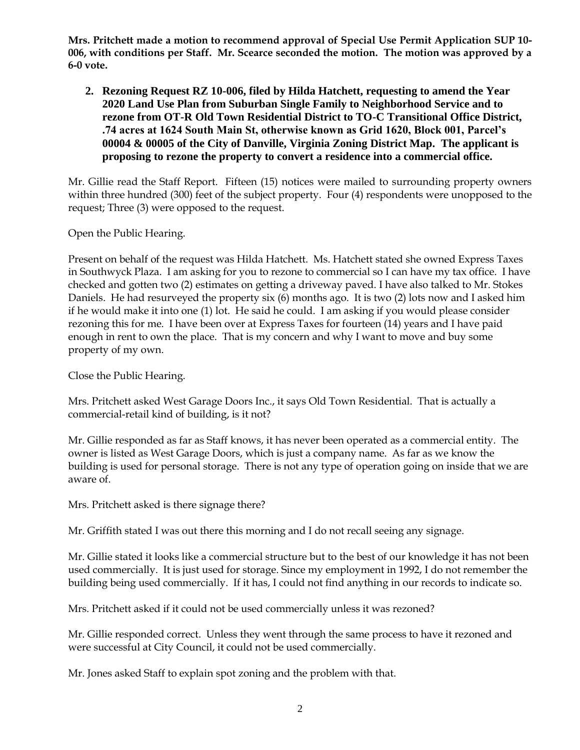**Mrs. Pritchett made a motion to recommend approval of Special Use Permit Application SUP 10-006, with conditions per Staff. Mr. Scearce seconded the motion. The motion was approved by a 6-0 vote.**

2. **Rezoning Request RZ 10-006, filed by Hilda Hatchett, requesting to amend the Year 2020 Land Use Plan from Suburban Single Family to Neighborhood Service and to rezone from OT-R Old Town Residential District to TO-C Transitional Office District, .74 acres at 1624 South Main St, otherwise known as Grid 1620, Block 001, Parcel's 00004 & 00005 of the City of Danville, Virginia Zoning District Map. The applicant is proposing to rezone the property to convert a residence into a commercial office.**

Mr. Gillie read the Staff Report. Fifteen (15) notices were mailed to surrounding property owners within three hundred (300) feet of the subject property. Four (4) respondents were unopposed to the request; Three (3) were opposed to the request.

Open the Public Hearing.

Present on behalf of the request was Hilda Hatchett. Ms. Hatchett stated she owned Express Taxes in Southwyck Plaza. I am asking for you to rezone to commercial so I can have my tax office. I have checked and gotten two (2) estimates on getting a driveway paved. I have also talked to Mr. Stokes Daniels. He had resurveyed the property six (6) months ago. It is two (2) lots now and I asked him if he would make it into one (1) lot. He said he could. I am asking if you would please consider rezoning this for me. I have been over at Express Taxes for fourteen (14) years and I have paid enough in rent to own the place. That is my concern and why I want to move and buy some property of my own.

Close the Public Hearing.

Mrs. Pritchett asked West Garage Doors Inc., it says Old Town Residential. That is actually a commercial-retail kind of building, is it not?

Mr. Gillie responded as far as Staff knows, it has never been operated as a commercial entity. The owner is listed as West Garage Doors, which is just a company name. As far as we know the building is used for personal storage. There is not any type of operation going on inside that we are aware of.

Mrs. Pritchett asked is there signage there?

Mr. Griffith stated I was out there this morning and I do not recall seeing any signage.

Mr. Gillie stated it looks like a commercial structure but to the best of our knowledge it has not been used commercially. It is just used for storage. Since my employment in 1992, I do not remember the building being used commercially. If it has, I could not find anything in our records to indicate so.

Mrs. Pritchett asked if it could not be used commercially unless it was rezoned?

Mr. Gillie responded correct. Unless they went through the same process to have it rezoned and were successful at City Council, it could not be used commercially.

Mr. Jones asked Staff to explain spot zoning and the problem with that.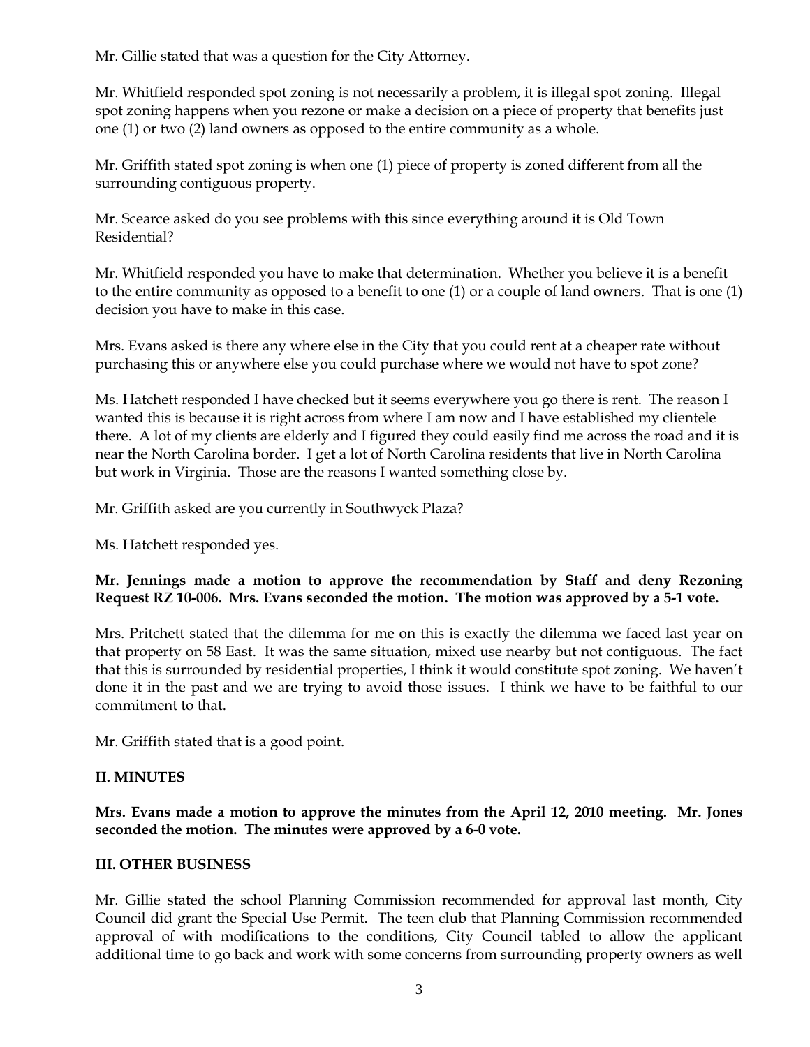Mr. Gillie stated that was a question for the City Attorney.

Mr. Whitfield responded spot zoning is not necessarily a problem, it is illegal spot zoning. Illegal spot zoning happens when you rezone or make a decision on a piece of property that benefits just one (1) or two (2) land owners as opposed to the entire community as a whole.

Mr. Griffith stated spot zoning is when one (1) piece of property is zoned different from all the surrounding contiguous property.

Mr. Scearce asked do you see problems with this since everything around it is Old Town Residential?

Mr. Whitfield responded you have to make that determination. Whether you believe it is a benefit to the entire community as opposed to a benefit to one (1) or a couple of land owners. That is one (1) decision you have to make in this case.

Mrs. Evans asked is there any where else in the City that you could rent at a cheaper rate without purchasing this or anywhere else you could purchase where we would not have to spot zone?

Ms. Hatchett responded I have checked but it seems everywhere you go there is rent. The reason I wanted this is because it is right across from where I am now and I have established my clientele there. A lot of my clients are elderly and I figured they could easily find me across the road and it is near the North Carolina border. I get a lot of North Carolina residents that live in North Carolina but work in Virginia. Those are the reasons I wanted something close by.

Mr. Griffith asked are you currently in Southwyck Plaza?

Ms. Hatchett responded yes.

**Mr. Jennings made a motion to approve the recommendation by Staff and deny Rezoning Request RZ 10-006. Mrs. Evans seconded the motion. The motion was approved by a 5-1 vote.**

Mrs. Pritchett stated that the dilemma for me on this is exactly the dilemma we faced last year on that property on 58 East. It was the same situation, mixed use nearby but not contiguous. The fact that this is surrounded by residential properties, I think it would constitute spot zoning. We haven't done it in the past and we are trying to avoid those issues. I think we have to be faithful to our commitment to that.

Mr. Griffith stated that is a good point.

## II. MINUTES

**Mrs. Evans made a motion to approve the minutes from the April 12, 2010 meeting. Mr. Jones seconded the motion. The minutes were approved by a 6-0 vote.**

## III. OTHER BUSINESS

Mr. Gillie stated the school Planning Commission recommended for approval last month, City Council did grant the Special Use Permit. The teen club that Planning Commission recommended approval of with modifications to the conditions, City Council tabled to allow the applicant additional time to go back and work with some concerns from surrounding property owners as well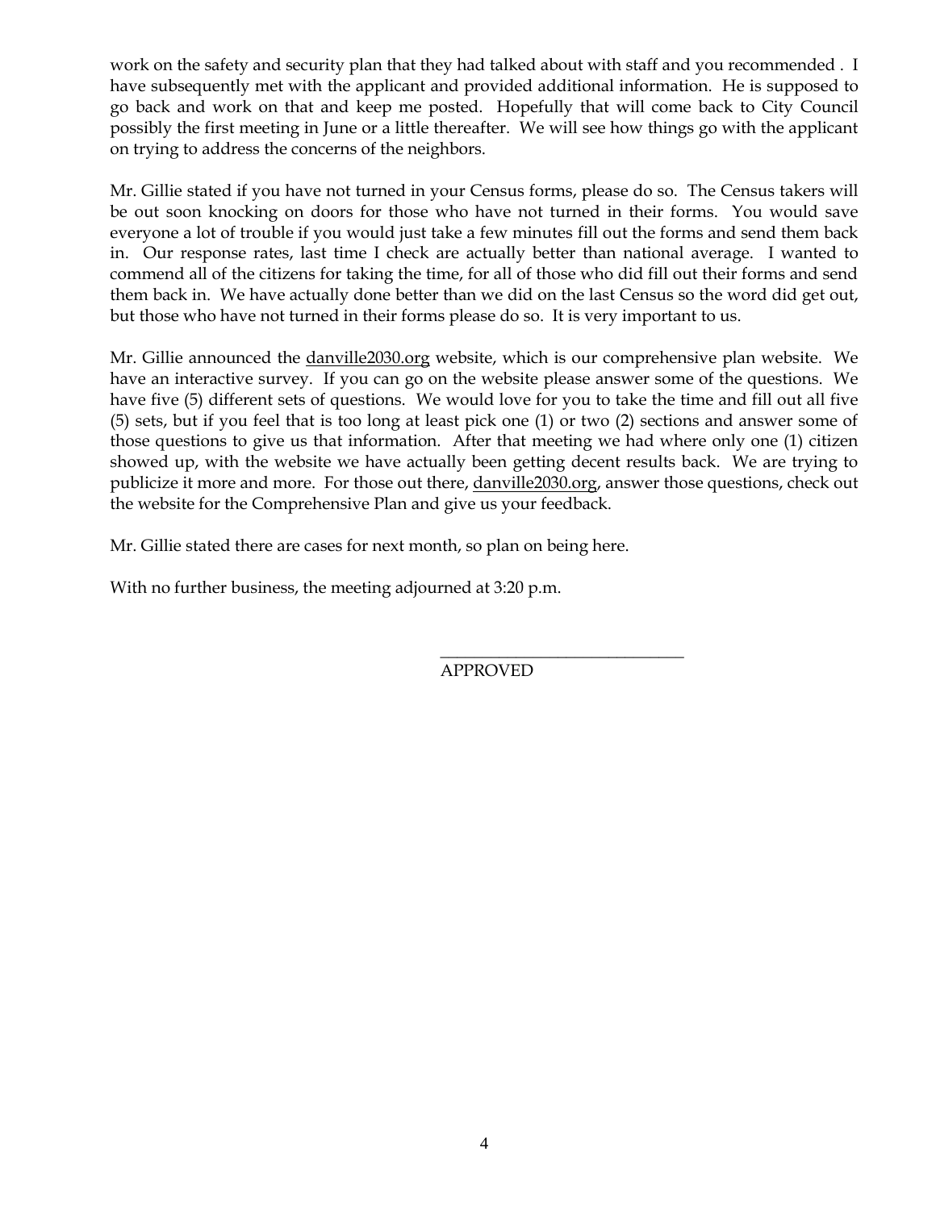work on the safety and security plan that they had talked about with staff and you recommended . I have subsequently met with the applicant and provided additional information. He is supposed to go back and work on that and keep me posted. Hopefully that will come back to City Council possibly the first meeting in June or a little thereafter. We will see how things go with the applicant on trying to address the concerns of the neighbors.

Mr. Gillie stated if you have not turned in your Census forms, please do so. The Census takers will be out soon knocking on doors for those who have not turned in their forms. You would save everyone a lot of trouble if you would just take a few minutes fill out the forms and send them back in. Our response rates, last time I check are actually better than national average. I wanted to commend all of the citizens for taking the time, for all of those who did fill out their forms and send them back in. We have actually done better than we did on the last Census so the word did get out, but those who have not turned in their forms please do so. It is very important to us.

Mr. Gillie announced the danville2030.org website, which is our comprehensive plan website. We have an interactive survey. If you can go on the website please answer some of the questions. We have five (5) different sets of questions. We would love for you to take the time and fill out all five (5) sets, but if you feel that is too long at least pick one (1) or two (2) sections and answer some of those questions to give us that information. After that meeting we had where only one (1) citizen showed up, with the website we have actually been getting decent results back. We are trying to publicize it more and more. For those out there, danville2030.org, answer those questions, check out the website for the Comprehensive Plan and give us your feedback.

Mr. Gillie stated there are cases for next month, so plan on being here.

With no further business, the meeting adjourned at 3:20 p.m.

\_\_\_\_\_\_\_\_\_\_\_\_\_\_\_\_\_\_\_\_\_\_\_\_\_\_\_\_\_\_

APPROVED